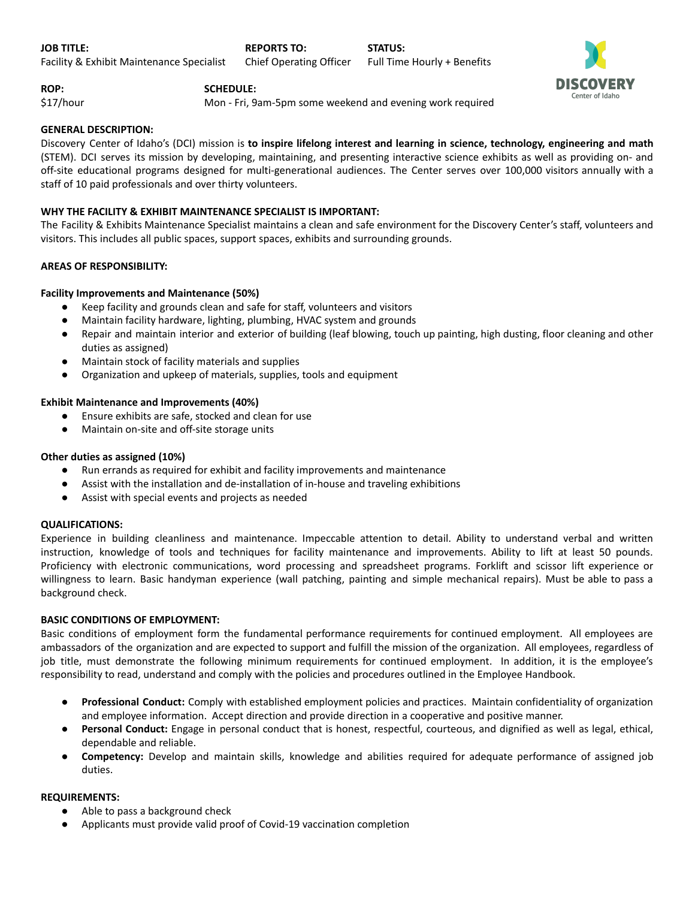**JOB TITLE:** Facility & Exhibit Maintenance Specialist

**REPORTS TO:** Chief Operating Officer

**STATUS:** Full Time Hourly + Benefits

**ROP:** $17/hour

**SCHEDULE:** Mon - Fri, 9am-5pm some weekend and evening work required

DISCOVERY Center of Idaho

**GENERAL DESCRIPTION:**

Discovery Center of Idaho's (DCI) mission is **to inspire lifelong interest and learning in science, technology, engineering and math** (STEM). DCI serves its mission by developing, maintaining, and presenting interactive science exhibits as well as providing on- and off-site educational programs designed for multi-generational audiences. The Center serves over 100,000 visitors annually with a staff of 10 paid professionals and over thirty volunteers.

**WHY THE FACILITY & EXHIBIT MAINTENANCE SPECIALIST IS IMPORTANT:**

The Facility & Exhibits Maintenance Specialist maintains a clean and safe environment for the Discovery Center's staff, volunteers and visitors. This includes all public spaces, support spaces, exhibits and surrounding grounds.

**AREAS OF RESPONSIBILITY:**

**Facility Improvements and Maintenance (50%)**

- Keep facility and grounds clean and safe for staff, volunteers and visitors
- Maintain facility hardware, lighting, plumbing, HVAC system and grounds
- Repair and maintain interior and exterior of building (leaf blowing, touch up painting, high dusting, floor cleaning and other duties as assigned)
- Maintain stock of facility materials and supplies
- Organization and upkeep of materials, supplies, tools and equipment

**Exhibit Maintenance and Improvements (40%)**

- Ensure exhibits are safe, stocked and clean for use
- Maintain on-site and off-site storage units

**Other duties as assigned (10%)**

- Run errands as required for exhibit and facility improvements and maintenance
- Assist with the installation and de-installation of in-house and traveling exhibitions
- Assist with special events and projects as needed

**QUALIFICATIONS:**

Experience in building cleanliness and maintenance. Impeccable attention to detail. Ability to understand verbal and written instruction, knowledge of tools and techniques for facility maintenance and improvements. Ability to lift at least 50 pounds. Proficiency with electronic communications, word processing and spreadsheet programs. Forklift and scissor lift experience or willingness to learn. Basic handyman experience (wall patching, painting and simple mechanical repairs). Must be able to pass a background check.

**BASIC CONDITIONS OF EMPLOYMENT:**

Basic conditions of employment form the fundamental performance requirements for continued employment. All employees are ambassadors of the organization and are expected to support and fulfill the mission of the organization. All employees, regardless of job title, must demonstrate the following minimum requirements for continued employment. In addition, it is the employee's responsibility to read, understand and comply with the policies and procedures outlined in the Employee Handbook.

- **Professional Conduct:** Comply with established employment policies and practices. Maintain confidentiality of organization and employee information. Accept direction and provide direction in a cooperative and positive manner.
- **Personal Conduct:** Engage in personal conduct that is honest, respectful, courteous, and dignified as well as legal, ethical, dependable and reliable.
- **Competency:** Develop and maintain skills, knowledge and abilities required for adequate performance of assigned job duties.

**REQUIREMENTS:**

- Able to pass a background check
- Applicants must provide valid proof of Covid-19 vaccination completion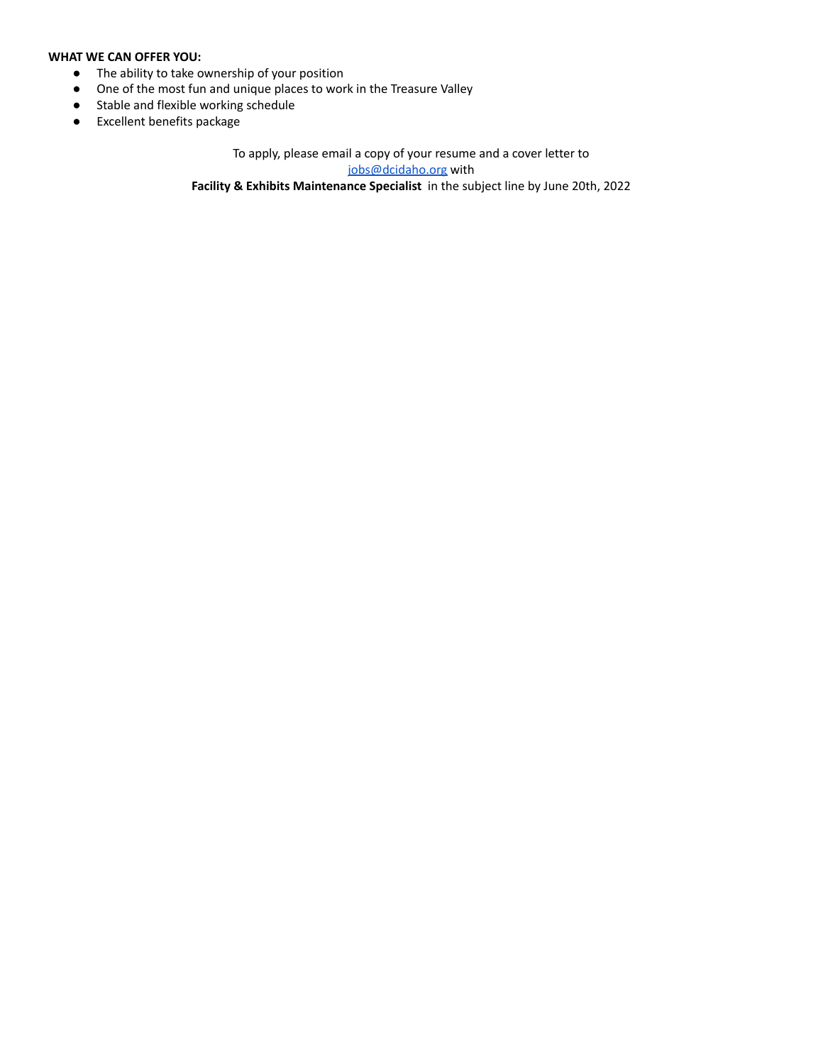**WHAT WE CAN OFFER YOU:**

- The ability to take ownership of your position
- One of the most fun and unique places to work in the Treasure Valley
- Stable and flexible working schedule
- Excellent benefits package

To apply, please email a copy of your resume and a cover letter to [jobs@dcidaho.org](mailto:jobs@dcidaho.org) with **Facility & Exhibits Maintenance Specialist** in the subject line by June 20th, 2022